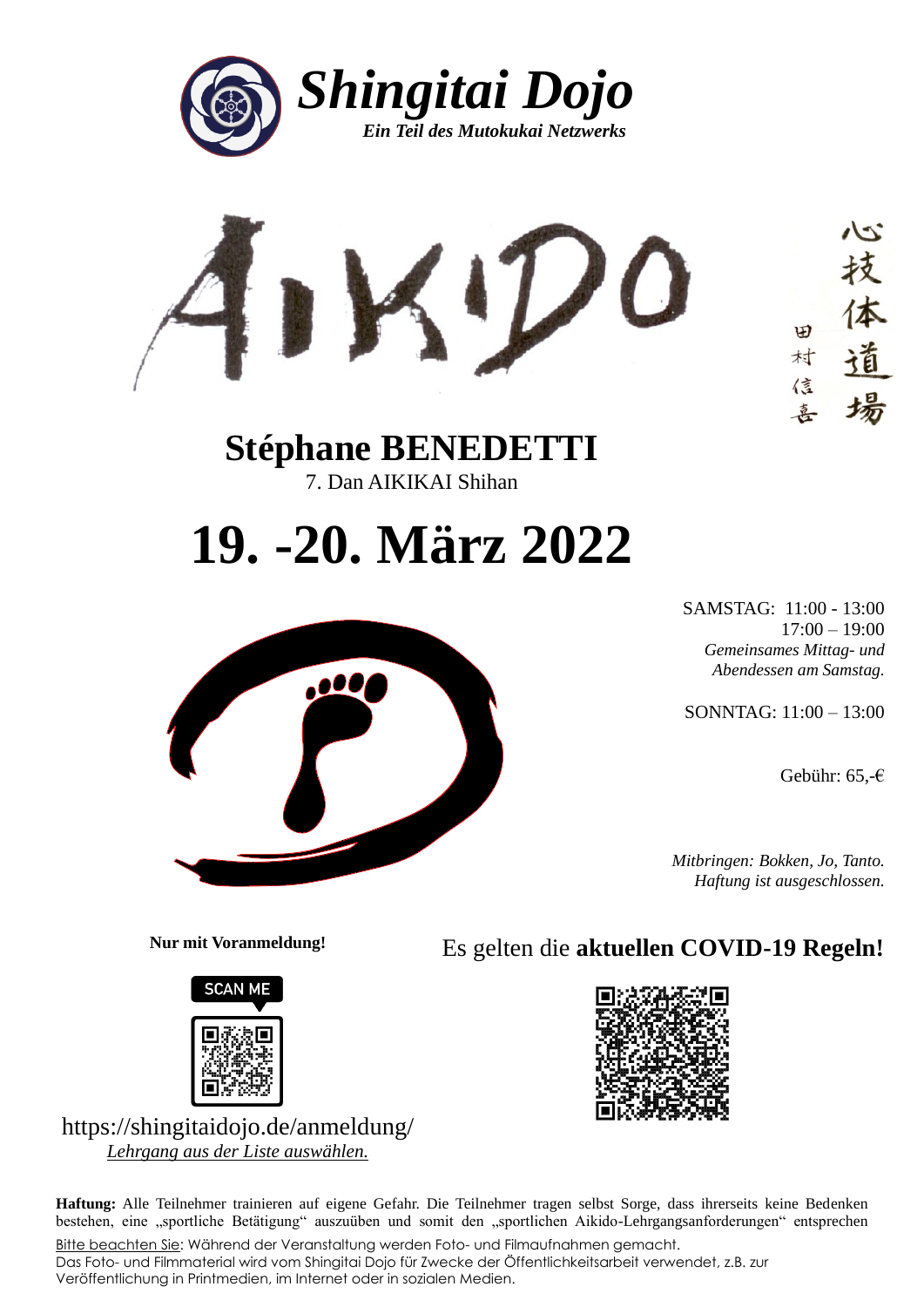# Shingitai Dojo

***Ein Teil des Mutokukai Netzwerks***

# AIKIDO

心技体道場

田村信喜

## Stéphane BENEDETTI

7. Dan AIKIKAI Shihan

# 19. -20. März 2022

SAMSTAG: 11:00 - 13:00
17:00 – 19:00
*Gemeinsames Mittag- und Abendessen am Samstag.*

SONNTAG: 11:00 – 13:00

Gebühr: 65,-€

*Mitbringen: Bokken, Jo, Tanto.*
*Haftung ist ausgeschlossen.*

**Nur mit Voranmeldung!**

SCAN ME

https://shingitaidojo.de/anmeldung/

*Lehrgang aus der Liste auswählen.*

Es gelten die **aktuellen COVID-19 Regeln!**

**Haftung:** Alle Teilnehmer trainieren auf eigene Gefahr. Die Teilnehmer tragen selbst Sorge, dass ihrerseits keine Bedenken bestehen, eine „sportliche Betätigung" auszuüben und somit den „sportlichen Aikido-Lehrgangsanforderungen" entsprechen

Bitte beachten Sie: Während der Veranstaltung werden Foto- und Filmaufnahmen gemacht.
Das Foto- und Filmmaterial wird vom Shingitai Dojo für Zwecke der Öffentlichkeitsarbeit verwendet, z.B. zur Veröffentlichung in Printmedien, im Internet oder in sozialen Medien.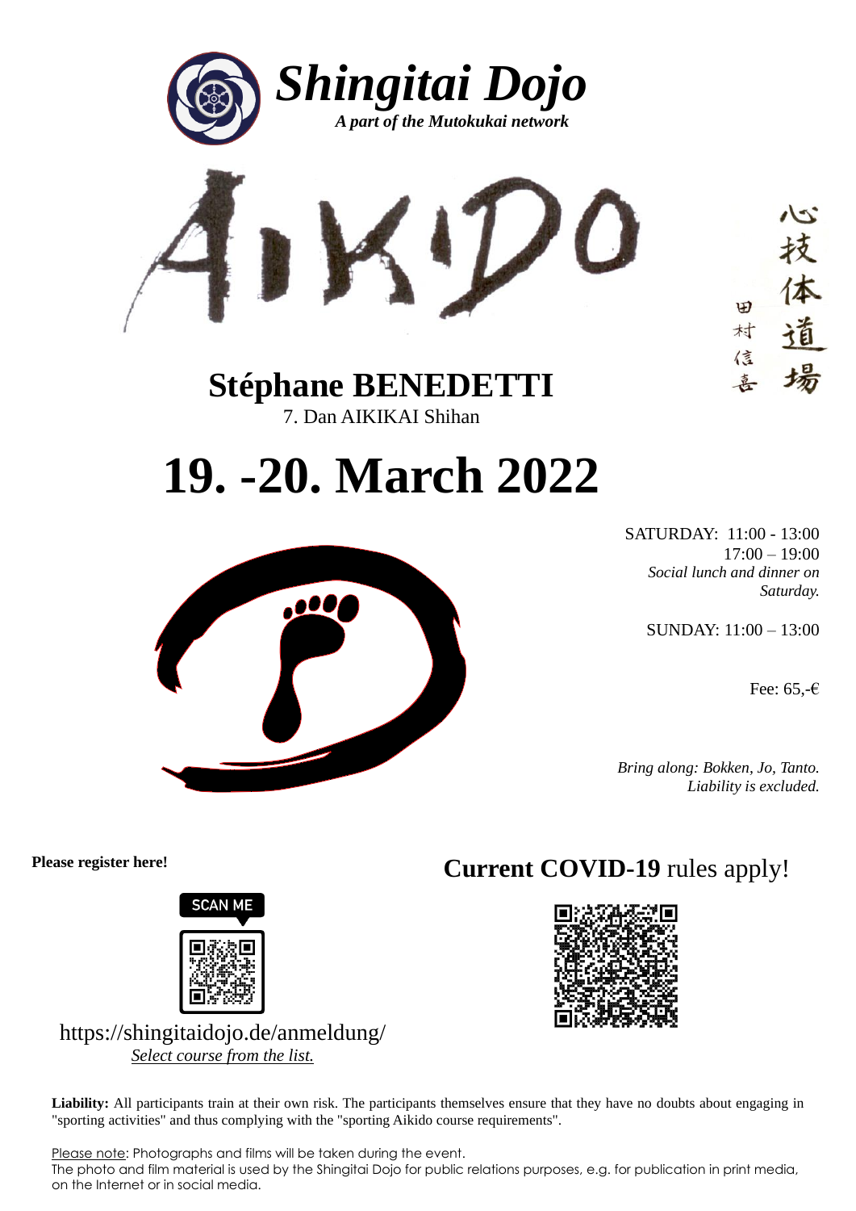# *Shingitai Dojo*

***A part of the Mutokukai network***

AIKIDO

心技体道場

田村信喜

## Stéphane BENEDETTI

7. Dan AIKIKAI Shihan

# 19. -20. March 2022

SATURDAY: 11:00 - 13:00
17:00 – 19:00
*Social lunch and dinner on Saturday.*

SUNDAY: 11:00 – 13:00

Fee: 65,-€

*Bring along: Bokken, Jo, Tanto.*
*Liability is excluded.*

**Please register here!**

SCAN ME

https://shingitaidojo.de/anmeldung/
*Select course from the list.*

## **Current COVID-19** rules apply!

**Liability:** All participants train at their own risk. The participants themselves ensure that they have no doubts about engaging in "sporting activities" and thus complying with the "sporting Aikido course requirements".

Please note: Photographs and films will be taken during the event.
The photo and film material is used by the Shingitai Dojo for public relations purposes, e.g. for publication in print media, on the Internet or in social media.